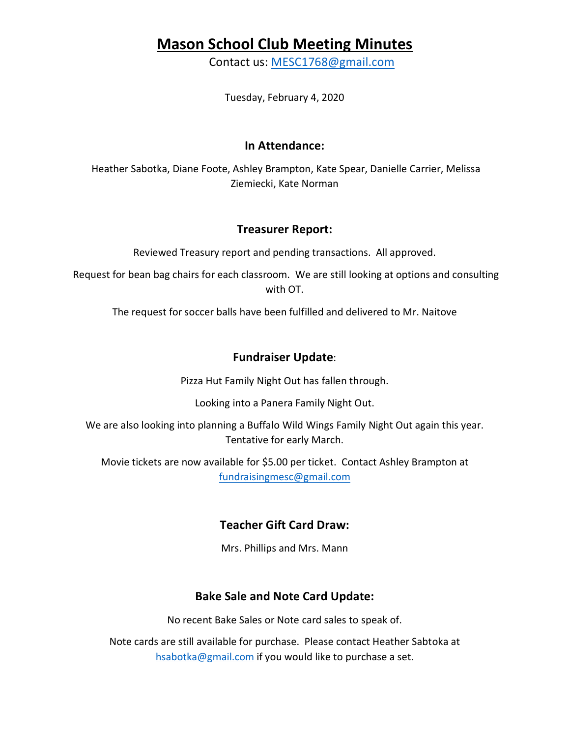# Mason School Club Meeting Minutes

Contact us: MESC1768@gmail.com

Tuesday, February 4, 2020

## In Attendance:

Heather Sabotka, Diane Foote, Ashley Brampton, Kate Spear, Danielle Carrier, Melissa Ziemiecki, Kate Norman

## Treasurer Report:

Reviewed Treasury report and pending transactions. All approved.

Request for bean bag chairs for each classroom. We are still looking at options and consulting with OT.

The request for soccer balls have been fulfilled and delivered to Mr. Naitove

## **Fundraiser Update**:

Pizza Hut Family Night Out has fallen through.

Looking into a Panera Family Night Out.

We are also looking into planning a Buffalo Wild Wings Family Night Out again this year. Tentative for early March.

Movie tickets are now available for $5.00 per ticket. Contact Ashley Brampton at fundraisingmesc@gmail.com

## Teacher Gift Card Draw:

Mrs. Phillips and Mrs. Mann

## Bake Sale and Note Card Update:

No recent Bake Sales or Note card sales to speak of.

Note cards are still available for purchase. Please contact Heather Sabtoka at hsabotka@gmail.com if you would like to purchase a set.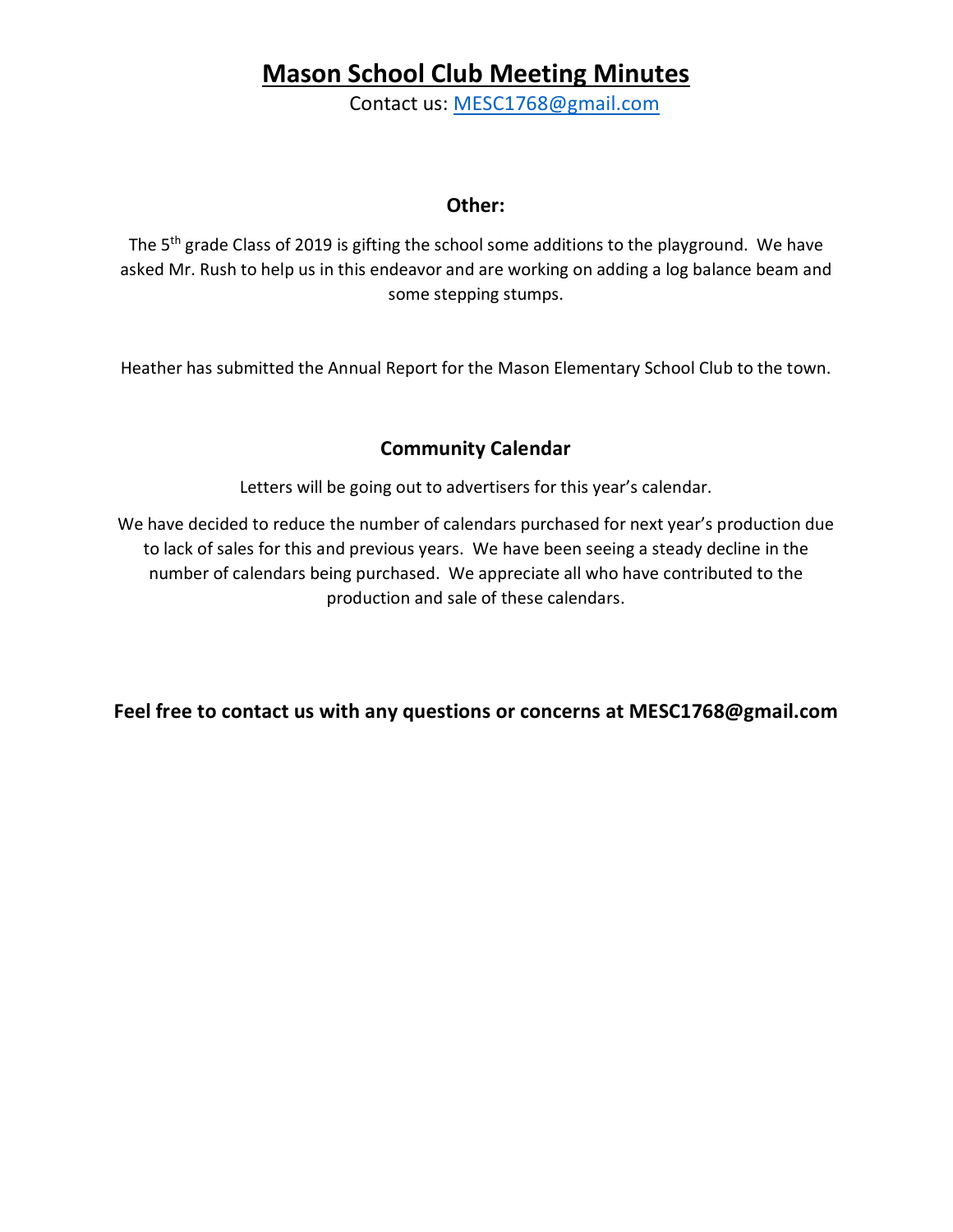# Mason School Club Meeting Minutes

Contact us: MESC1768@gmail.com

## Other:

The 5th grade Class of 2019 is gifting the school some additions to the playground. We have asked Mr. Rush to help us in this endeavor and are working on adding a log balance beam and some stepping stumps.

Heather has submitted the Annual Report for the Mason Elementary School Club to the town.

## Community Calendar

Letters will be going out to advertisers for this year's calendar.

We have decided to reduce the number of calendars purchased for next year's production due to lack of sales for this and previous years. We have been seeing a steady decline in the number of calendars being purchased. We appreciate all who have contributed to the production and sale of these calendars.

**Feel free to contact us with any questions or concerns at MESC1768@gmail.com**